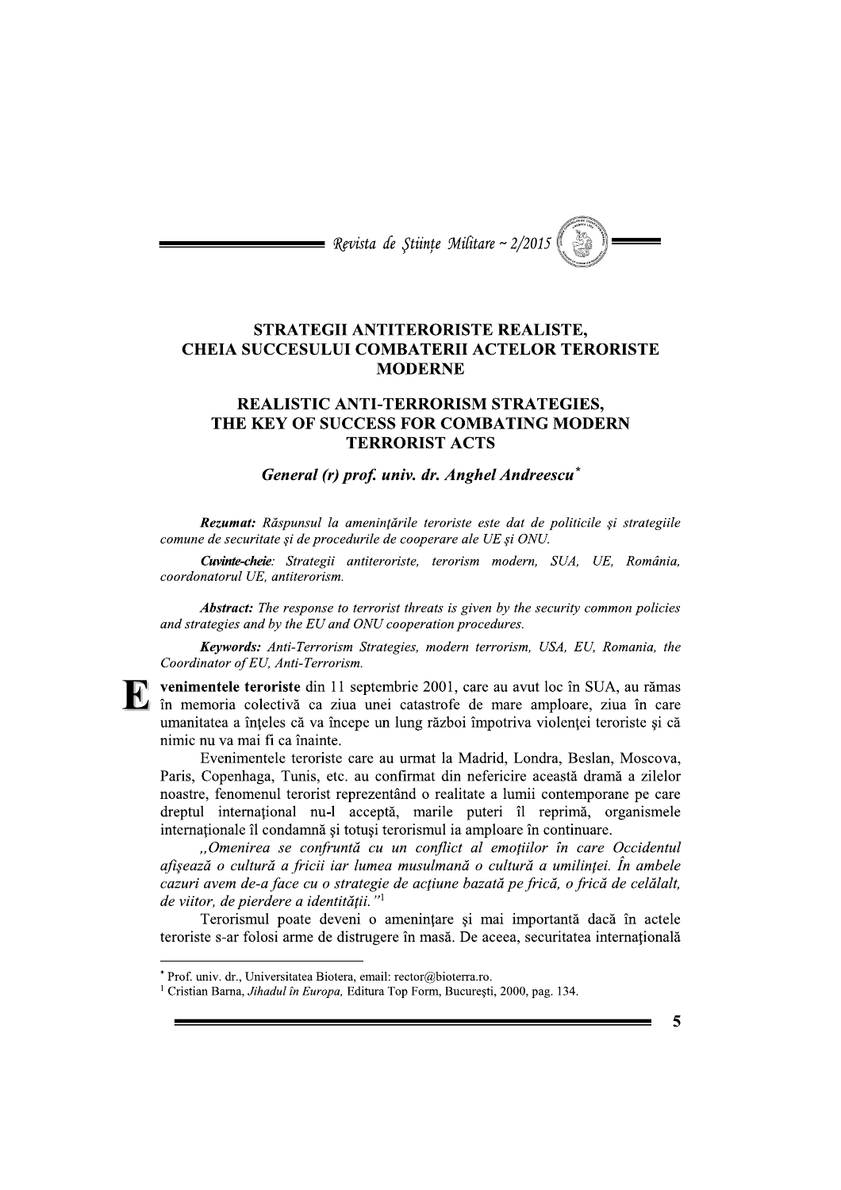# STRATEGII ANTITERORISTE REALISTE, CHEIA SUCCESULUI COMBATERII ACTELOR TERORISTE MODERNE

# REALISTIC ANTI-TERRORISM STRATEGIES, THE KEY OF SUCCESS FOR COMBATING MODERN TERRORIST ACTS

***General (r) prof. univ. dr. Anghel Andreescu****

***Rezumat:*** *Răspunsul la amenințările teroriste este dat de politicile și strategiile comune de securitate și de procedurile de cooperare ale UE și ONU.*

***Cuvinte-cheie:*** *Strategii antiteroriste, terorism modern, SUA, UE, România, coordonatorul UE, antiterorism.*

***Abstract:*** *The response to terrorist threats is given by the security common policies and strategies and by the EU and ONU cooperation procedures.*

***Keywords:*** *Anti-Terrorism Strategies, modern terrorism, USA, EU, Romania, the Coordinator of EU, Anti-Terrorism.*

**Evenimentele teroriste** din 11 septembrie 2001, care au avut loc în SUA, au rămas în memoria colectivă ca ziua unei catastrofe de mare amploare, ziua în care umanitatea a înțeles că va începe un lung război împotriva violenței teroriste și că nimic nu va mai fi ca înainte.

Evenimentele teroriste care au urmat la Madrid, Londra, Beslan, Moscova, Paris, Copenhaga, Tunis, etc. au confirmat din nefericire această dramă a zilelor noastre, fenomenul terorist reprezentând o realitate a lumii contemporane pe care dreptul internațional nu-l acceptă, marile puteri îl reprimă, organismele internaționale îl condamnă și totuși terorismul ia amploare în continuare.

*„Omenirea se confruntă cu un conflict al emoțiilor în care Occidentul afișează o cultură a fricii iar lumea musulmană o cultură a umilinței. În ambele cazuri avem de-a face cu o strategie de acțiune bazată pe frică, o frică de celălalt, de viitor, de pierdere a identității."*[1]

Terorismul poate deveni o amenințare și mai importantă dacă în actele teroriste s-ar folosi arme de distrugere în masă. De aceea, securitatea internațională

---

\* Prof. univ. dr., Universitatea Bioterra, email: rector@bioterra.ro.

[1] Cristian Barna, *Jihadul în Europa,* Editura Top Form, București, 2000, pag. 134.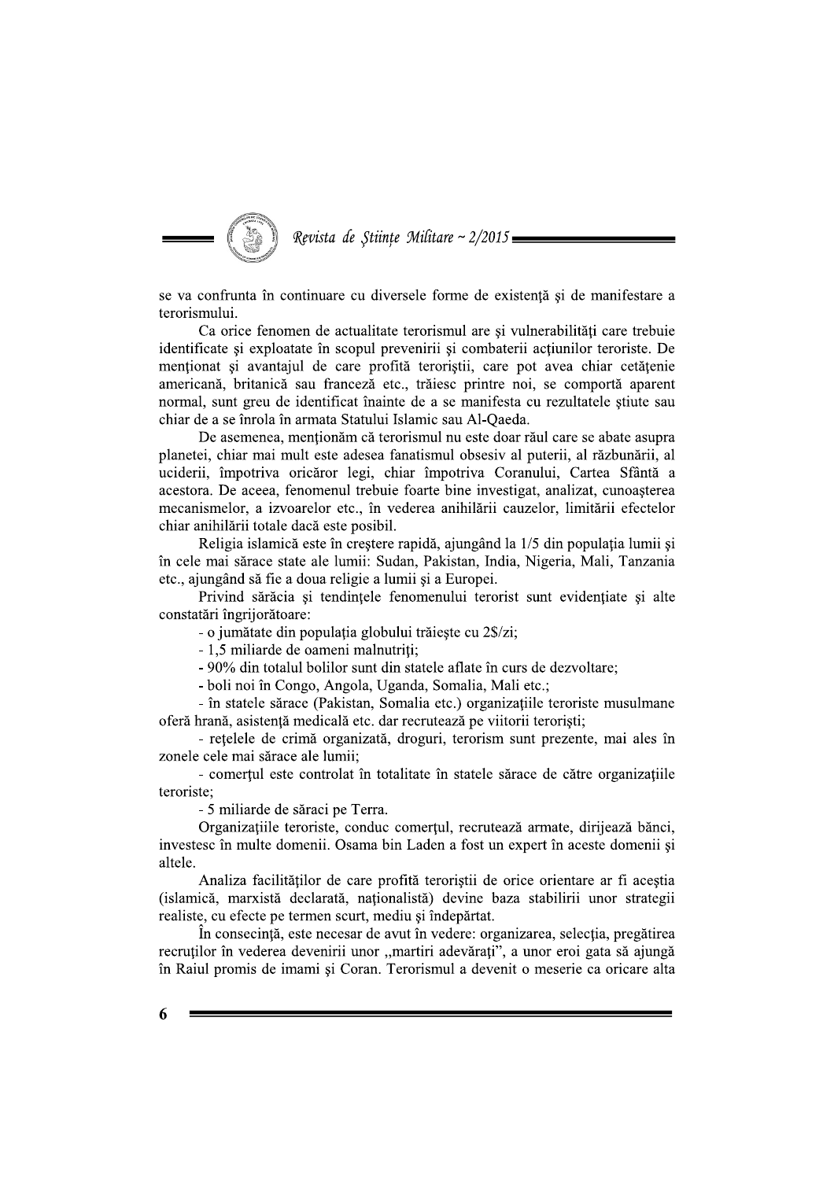se va confrunta în continuare cu diversele forme de existență și de manifestare a terorismului.

Ca orice fenomen de actualitate terorismul are și vulnerabilități care trebuie identificate și exploatate în scopul prevenirii și combaterii acțiunilor teroriste. De menționat și avantajul de care profită teroriștii, care pot avea chiar cetățenie americană, britanică sau franceză etc., trăiesc printre noi, se comportă aparent normal, sunt greu de identificat înainte de a se manifesta cu rezultatele știute sau chiar de a se înrola în armata Statului Islamic sau Al-Qaeda.

De asemenea, menționăm că terorismul nu este doar răul care se abate asupra planetei, chiar mai mult este adesea fanatismul obsesiv al puterii, al răzbunării, al uciderii, împotriva oricăror legi, chiar împotriva Coranului, Cartea Sfântă a acestora. De aceea, fenomenul trebuie foarte bine investigat, analizat, cunoașterea mecanismelor, a izvoarelor etc., în vederea anihilării cauzelor, limitării efectelor chiar anihilării totale dacă este posibil.

Religia islamică este în creștere rapidă, ajungând la 1/5 din populația lumii și în cele mai sărace state ale lumii: Sudan, Pakistan, India, Nigeria, Mali, Tanzania etc., ajungând să fie a doua religie a lumii și a Europei.

Privind sărăcia și tendințele fenomenului terorist sunt evidențiate și alte constatări îngrijorătoare:

- o jumătate din populația globului trăiește cu 2$/zi;
- 1,5 miliarde de oameni malnutriți;
- 90% din totalul bolilor sunt din statele aflate în curs de dezvoltare;
- boli noi în Congo, Angola, Uganda, Somalia, Mali etc.;
- în statele sărace (Pakistan, Somalia etc.) organizațiile teroriste musulmane oferă hrană, asistență medicală etc. dar recrutează pe viitorii teroriști;
- rețelele de crimă organizată, droguri, terorism sunt prezente, mai ales în zonele cele mai sărace ale lumii;
- comerțul este controlat în totalitate în statele sărace de către organizațiile teroriste;
- 5 miliarde de săraci pe Terra.

Organizațiile teroriste, conduc comerțul, recrutează armate, dirijează bănci, investesc în multe domenii. Osama bin Laden a fost un expert în aceste domenii și altele.

Analiza facilităților de care profită teroriștii de orice orientare ar fi aceștia (islamică, marxistă declarată, naționalistă) devine baza stabilirii unor strategii realiste, cu efecte pe termen scurt, mediu și îndepărtat.

În consecință, este necesar de avut în vedere: organizarea, selecția, pregătirea recruților în vederea devenirii unor „martiri adevărați", a unor eroi gata să ajungă în Raiul promis de imami și Coran. Terorismul a devenit o meserie ca oricare alta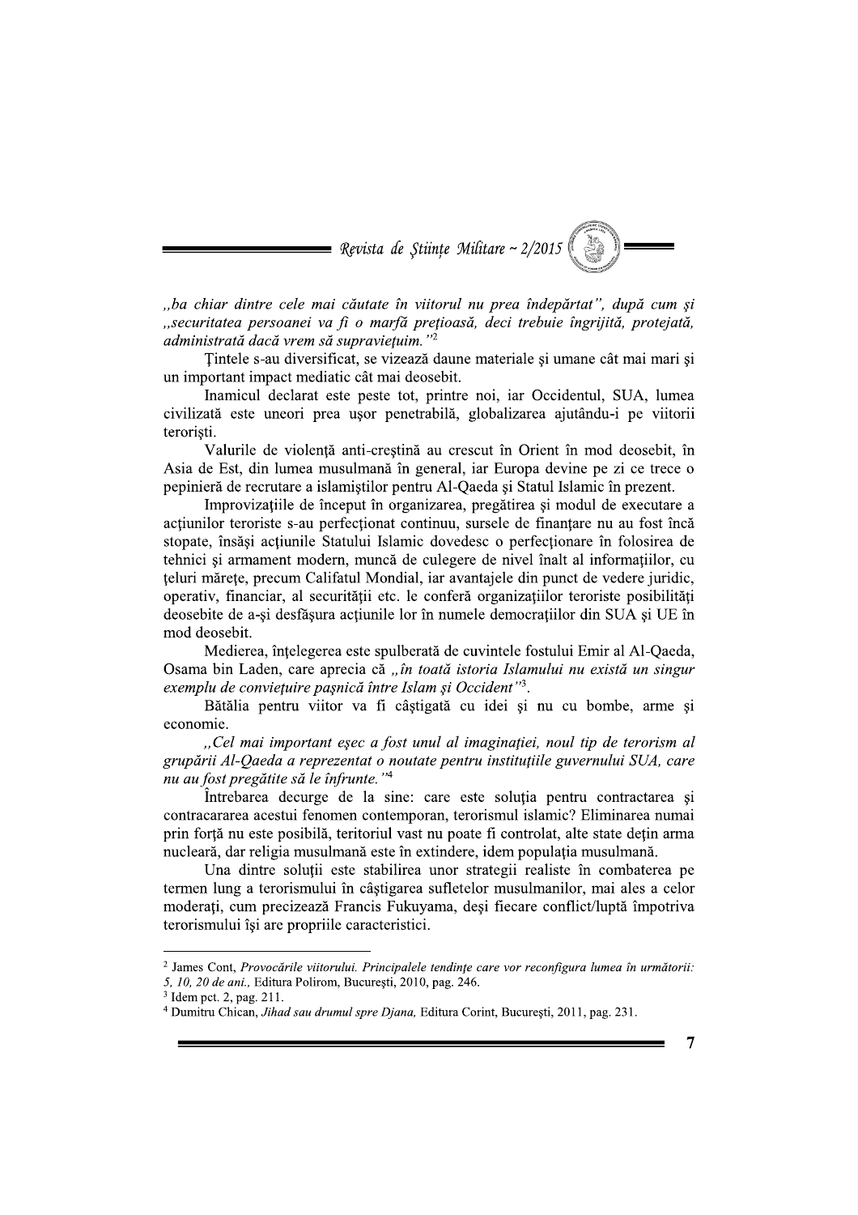*„ba chiar dintre cele mai căutate în viitorul nu prea îndepărtat"*, după cum şi *„securitatea persoanei va fi o marfă preţioasă, deci trebuie îngrijită, protejată, administrată dacă vrem să supravieţuim."*[2]

Ţintele s-au diversificat, se vizează daune materiale şi umane cât mai mari şi un important impact mediatic cât mai deosebit.

Inamicul declarat este peste tot, printre noi, iar Occidentul, SUA, lumea civilizată este uneori prea uşor penetrabilă, globalizarea ajutându-i pe viitorii terorişti.

Valurile de violenţă anti-creştină au crescut în Orient în mod deosebit, în Asia de Est, din lumea musulmană în general, iar Europa devine pe zi ce trece o pepinieră de recrutare a islamiştilor pentru Al-Qaeda şi Statul Islamic în prezent.

Improvizaţiile de început în organizarea, pregătirea şi modul de executare a acţiunilor teroriste s-au perfecţionat continuu, sursele de finanţare nu au fost încă stopate, însăşi acţiunile Statului Islamic dovedesc o perfecţionare în folosirea de tehnici şi armament modern, muncă de culegere de nivel înalt al informaţiilor, cu ţeluri măreţe, precum Califatul Mondial, iar avantajele din punct de vedere juridic, operativ, financiar, al securităţii etc. le conferă organizaţiilor teroriste posibilităţi deosebite de a-şi desfăşura acţiunile lor în numele democraţiilor din SUA şi UE în mod deosebit.

Medierea, înţelegerea este spulberată de cuvintele fostului Emir al Al-Qaeda, Osama bin Laden, care aprecia că *„în toată istoria Islamului nu există un singur exemplu de convieţuire paşnică între Islam şi Occident"*[3].

Bătălia pentru viitor va fi câştigată cu idei şi nu cu bombe, arme şi economie.

*„Cel mai important eşec a fost unul al imaginaţiei, noul tip de terorism al grupării Al-Qaeda a reprezentat o noutate pentru instituţiile guvernului SUA, care nu au fost pregătite să le înfrunte."*[4]

Întrebarea decurge de la sine: care este soluţia pentru contractarea şi contracararea acestui fenomen contemporan, terorismul islamic? Eliminarea numai prin forţă nu este posibilă, teritoriul vast nu poate fi controlat, alte state deţin arma nucleară, dar religia musulmană este în extindere, idem populaţia musulmană.

Una dintre soluţii este stabilirea unor strategii realiste în combaterea pe termen lung a terorismului în câştigarea sufletelor musulmanilor, mai ales a celor moderaţi, cum precizează Francis Fukuyama, deşi fiecare conflict/luptă împotriva terorismului îşi are propriile caracteristici.

---

[2] James Cont, *Provocările viitorului. Principalele tendinţe care vor reconfigura lumea în următorii: 5, 10, 20 de ani.*, Editura Polirom, Bucureşti, 2010, pag. 246.

[3] Idem pct. 2, pag. 211.

[4] Dumitru Chican, *Jihad sau drumul spre Djana,* Editura Corint, Bucureşti, 2011, pag. 231.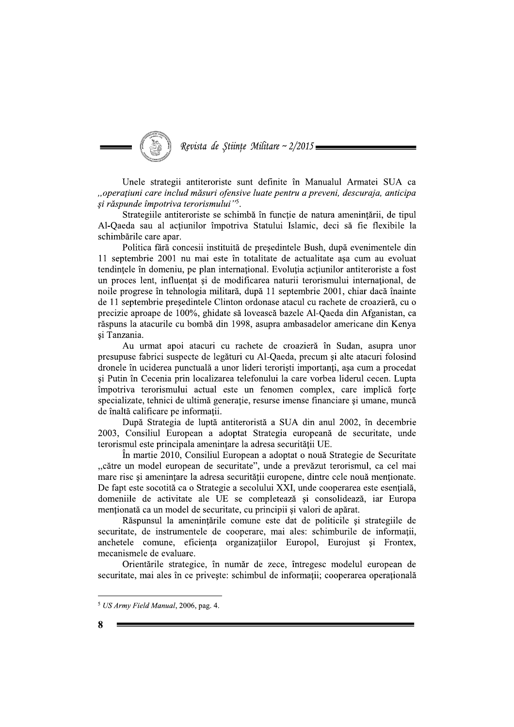Unele strategii antiteroriste sunt definite în Manualul Armatei SUA ca *„operaţiuni care includ măsuri ofensive luate pentru a preveni, descuraja, anticipa şi răspunde împotriva terorismului"*[5].

Strategiile antiteroriste se schimbă în funcţie de natura ameninţării, de tipul Al-Qaeda sau al acţiunilor împotriva Statului Islamic, deci să fie flexibile la schimbările care apar.

Politica fără concesii instituită de preşedintele Bush, după evenimentele din 11 septembrie 2001 nu mai este în totalitate de actualitate aşa cum au evoluat tendinţele în domeniu, pe plan internaţional. Evoluţia acţiunilor antiteroriste a fost un proces lent, influenţat şi de modificarea naturii terorismului internaţional, de noile progrese în tehnologia militară, după 11 septembrie 2001, chiar dacă înainte de 11 septembrie preşedintele Clinton ordonase atacul cu rachete de croazieră, cu o precizie aproape de 100%, ghidate să lovească bazele Al-Qaeda din Afganistan, ca răspuns la atacurile cu bombă din 1998, asupra ambasadelor americane din Kenya şi Tanzania.

Au urmat apoi atacuri cu rachete de croazieră în Sudan, asupra unor presupuse fabrici suspecte de legături cu Al-Qaeda, precum şi alte atacuri folosind dronele în uciderea punctuală a unor lideri terorişti importanţi, aşa cum a procedat şi Putin în Cecenia prin localizarea telefonului la care vorbea liderul cecen. Lupta împotriva terorismului actual este un fenomen complex, care implică forţe specializate, tehnici de ultimă generaţie, resurse imense financiare şi umane, muncă de înaltă calificare pe informaţii.

După Strategia de luptă antiteroristă a SUA din anul 2002, în decembrie 2003, Consiliul European a adoptat Strategia europeană de securitate, unde terorismul este principala ameninţare la adresa securităţii UE.

În martie 2010, Consiliul European a adoptat o nouă Strategie de Securitate „către un model european de securitate", unde a prevăzut terorismul, ca cel mai mare risc şi ameninţare la adresa securităţii europene, dintre cele nouă menţionate. De fapt este socotită ca o Strategie a secolului XXI, unde cooperarea este esenţială, domeniile de activitate ale UE se completează şi consolidează, iar Europa menţionată ca un model de securitate, cu principii şi valori de apărat.

Răspunsul la ameninţările comune este dat de politicile şi strategiile de securitate, de instrumentele de cooperare, mai ales: schimburile de informaţii, anchetele comune, eficienţa organizaţiilor Europol, Eurojust şi Frontex, mecanismele de evaluare.

Orientările strategice, în număr de zece, întregesc modelul european de securitate, mai ales în ce priveşte: schimbul de informaţii; cooperarea operaţională

---

[5] *US Army Field Manual*, 2006, pag. 4.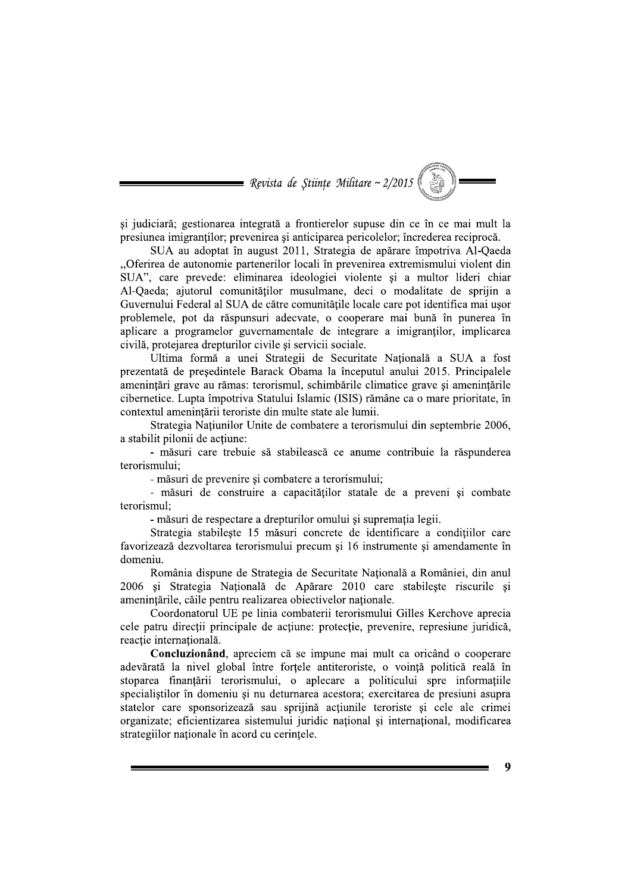şi judiciară; gestionarea integrată a frontierelor supuse din ce în ce mai mult la presiunea imigranţilor; prevenirea şi anticiparea pericolelor; încrederea reciprocă.

SUA au adoptat în august 2011, Strategia de apărare împotriva Al-Qaeda „Oferirea de autonomie partenerilor locali în prevenirea extremismului violent din SUA", care prevede: eliminarea ideologiei violente şi a multor lideri chiar Al-Qaeda; ajutorul comunităţilor musulmane, deci o modalitate de sprijin a Guvernului Federal al SUA de către comunităţile locale care pot identifica mai uşor problemele, pot da răspunsuri adecvate, o cooperare mai bună în punerea în aplicare a programelor guvernamentale de integrare a imigranţilor, implicarea civilă, protejarea drepturilor civile şi servicii sociale.

Ultima formă a unei Strategii de Securitate Naţională a SUA a fost prezentată de preşedintele Barack Obama la începutul anului 2015. Principalele ameninţări grave au rămas: terorismul, schimbările climatice grave şi ameninţările cibernetice. Lupta împotriva Statului Islamic (ISIS) rămâne ca o mare prioritate, în contextul ameninţării teroriste din multe state ale lumii.

Strategia Naţiunilor Unite de combatere a terorismului din septembrie 2006, a stabilit pilonii de acţiune:

- măsuri care trebuie să stabilească ce anume contribuie la răspunderea terorismului;
- măsuri de prevenire şi combatere a terorismului;
- măsuri de construire a capacităţilor statale de a preveni şi combate terorismul;
- măsuri de respectare a drepturilor omului şi supremaţia legii.

Strategia stabileşte 15 măsuri concrete de identificare a condiţiilor care favorizează dezvoltarea terorismului precum şi 16 instrumente şi amendamente în domeniu.

România dispune de Strategia de Securitate Naţională a României, din anul 2006 şi Strategia Naţională de Apărare 2010 care stabileşte riscurile şi ameninţările, căile pentru realizarea obiectivelor naţionale.

Coordonatorul UE pe linia combaterii terorismului Gilles Kerchove aprecia cele patru direcţii principale de acţiune: protecţie, prevenire, represiune juridică, reacţie internaţională.

**Concluzionând**, apreciem că se impune mai mult ca oricând o cooperare adevărată la nivel global între forţele antiteroriste, o voinţă politică reală în stoparea finanţării terorismului, o aplecare a politicului spre informaţiile specialiştilor în domeniu şi nu deturnarea acestora; exercitarea de presiuni asupra statelor care sponsorizează sau sprijină acţiunile teroriste şi cele ale crimei organizate; eficientizarea sistemului juridic naţional şi internaţional, modificarea strategiilor naţionale în acord cu cerinţele.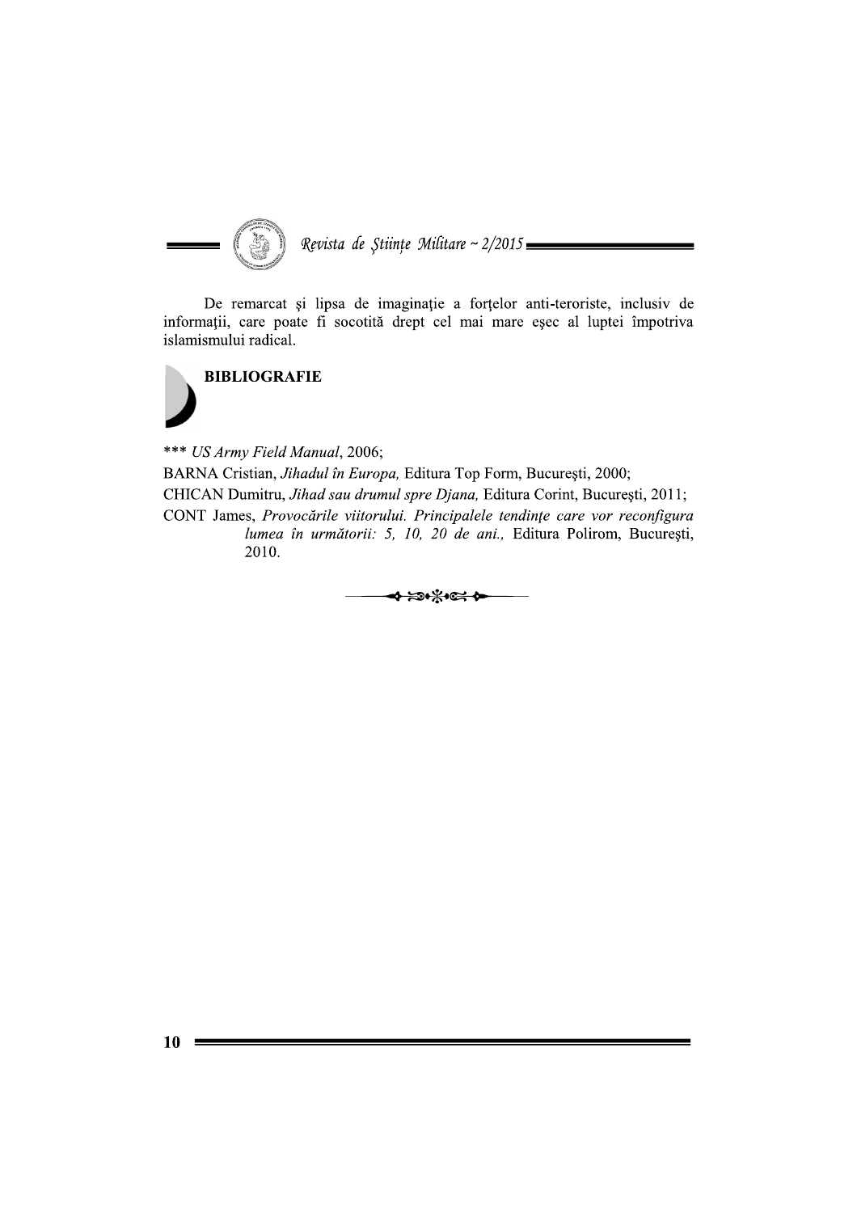De remarcat şi lipsa de imaginaţie a forţelor anti-teroriste, inclusiv de informaţii, care poate fi socotită drept cel mai mare eşec al luptei împotriva islamismului radical.

## BIBLIOGRAFIE

*** *US Army Field Manual*, 2006;

BARNA Cristian, *Jihadul în Europa,* Editura Top Form, Bucureşti, 2000;

CHICAN Dumitru, *Jihad sau drumul spre Djana,* Editura Corint, Bucureşti, 2011;

CONT James, *Provocările viitorului. Principalele tendinţe care vor reconfigura lumea în următorii: 5, 10, 20 de ani.,* Editura Polirom, Bucureşti, 2010.